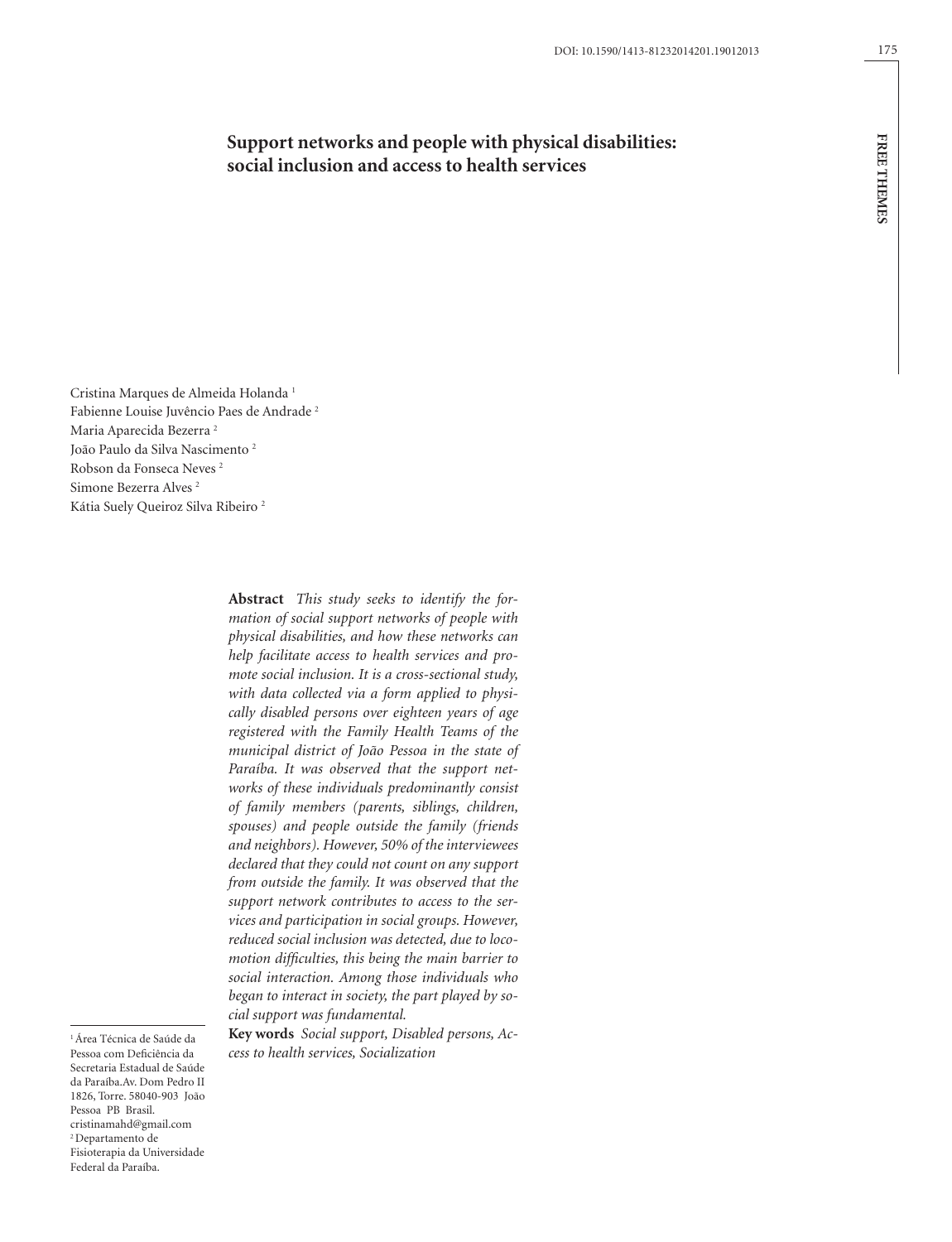DOI: 10.1590/1413-81232014201.19012013

FREE THEMES

# Support networks and people with physical disabilities: social inclusion and access to health services

Cristina Marques de Almeida Holanda [1]
Fabienne Louise Juvêncio Paes de Andrade [2]
Maria Aparecida Bezerra [2]
João Paulo da Silva Nascimento [2]
Robson da Fonseca Neves [2]
Simone Bezerra Alves [2]
Kátia Suely Queiroz Silva Ribeiro [2]

**Abstract** *This study seeks to identify the formation of social support networks of people with physical disabilities, and how these networks can help facilitate access to health services and promote social inclusion. It is a cross-sectional study, with data collected via a form applied to physically disabled persons over eighteen years of age registered with the Family Health Teams of the municipal district of João Pessoa in the state of Paraíba. It was observed that the support networks of these individuals predominantly consist of family members (parents, siblings, children, spouses) and people outside the family (friends and neighbors). However, 50% of the interviewees declared that they could not count on any support from outside the family. It was observed that the support network contributes to access to the services and participation in social groups. However, reduced social inclusion was detected, due to locomotion difficulties, this being the main barrier to social interaction. Among those individuals who began to interact in society, the part played by social support was fundamental.*

**Key words** *Social support, Disabled persons, Access to health services, Socialization*

[1] Área Técnica de Saúde da Pessoa com Deficiência da Secretaria Estadual de Saúde da Paraíba.Av. Dom Pedro II 1826, Torre. 58040-903 João Pessoa PB Brasil. cristinamahd@gmail.com
[2] Departamento de Fisioterapia da Universidade Federal da Paraíba.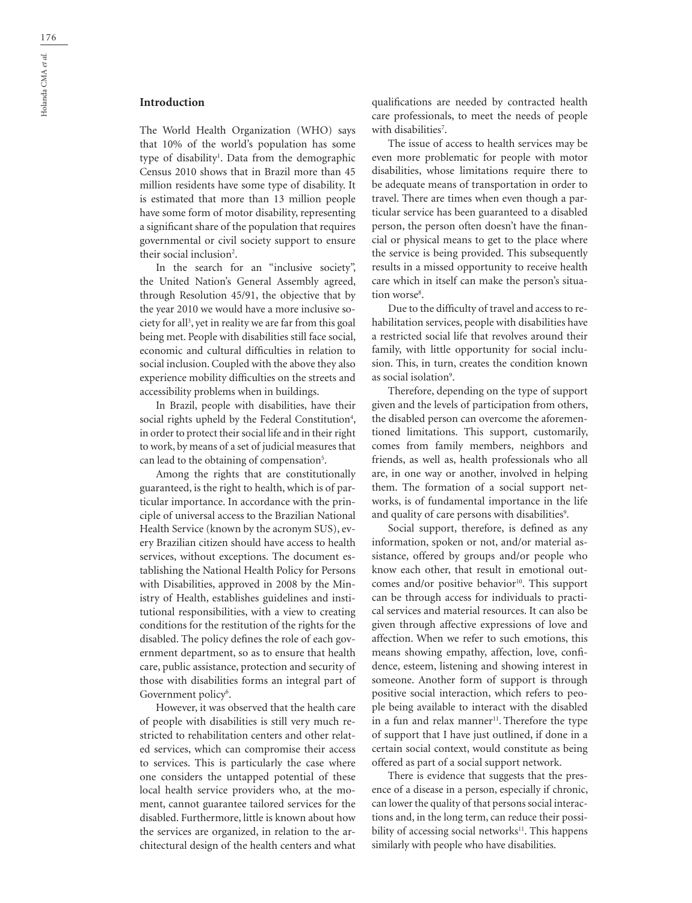## Introduction

The World Health Organization (WHO) says that 10% of the world's population has some type of disability[1]. Data from the demographic Census 2010 shows that in Brazil more than 45 million residents have some type of disability. It is estimated that more than 13 million people have some form of motor disability, representing a significant share of the population that requires governmental or civil society support to ensure their social inclusion[2].

In the search for an "inclusive society", the United Nation's General Assembly agreed, through Resolution 45/91, the objective that by the year 2010 we would have a more inclusive society for all[3], yet in reality we are far from this goal being met. People with disabilities still face social, economic and cultural difficulties in relation to social inclusion. Coupled with the above they also experience mobility difficulties on the streets and accessibility problems when in buildings.

In Brazil, people with disabilities, have their social rights upheld by the Federal Constitution[4], in order to protect their social life and in their right to work, by means of a set of judicial measures that can lead to the obtaining of compensation[5].

Among the rights that are constitutionally guaranteed, is the right to health, which is of particular importance. In accordance with the principle of universal access to the Brazilian National Health Service (known by the acronym SUS), every Brazilian citizen should have access to health services, without exceptions. The document establishing the National Health Policy for Persons with Disabilities, approved in 2008 by the Ministry of Health, establishes guidelines and institutional responsibilities, with a view to creating conditions for the restitution of the rights for the disabled. The policy defines the role of each government department, so as to ensure that health care, public assistance, protection and security of those with disabilities forms an integral part of Government policy[6].

However, it was observed that the health care of people with disabilities is still very much restricted to rehabilitation centers and other related services, which can compromise their access to services. This is particularly the case where one considers the untapped potential of these local health service providers who, at the moment, cannot guarantee tailored services for the disabled. Furthermore, little is known about how the services are organized, in relation to the architectural design of the health centers and what qualifications are needed by contracted health care professionals, to meet the needs of people with disabilities[7].

The issue of access to health services may be even more problematic for people with motor disabilities, whose limitations require there to be adequate means of transportation in order to travel. There are times when even though a particular service has been guaranteed to a disabled person, the person often doesn't have the financial or physical means to get to the place where the service is being provided. This subsequently results in a missed opportunity to receive health care which in itself can make the person's situation worse[8].

Due to the difficulty of travel and access to rehabilitation services, people with disabilities have a restricted social life that revolves around their family, with little opportunity for social inclusion. This, in turn, creates the condition known as social isolation[9].

Therefore, depending on the type of support given and the levels of participation from others, the disabled person can overcome the aforementioned limitations. This support, customarily, comes from family members, neighbors and friends, as well as, health professionals who all are, in one way or another, involved in helping them. The formation of a social support networks, is of fundamental importance in the life and quality of care persons with disabilities[9].

Social support, therefore, is defined as any information, spoken or not, and/or material assistance, offered by groups and/or people who know each other, that result in emotional outcomes and/or positive behavior[10]. This support can be through access for individuals to practical services and material resources. It can also be given through affective expressions of love and affection. When we refer to such emotions, this means showing empathy, affection, love, confidence, esteem, listening and showing interest in someone. Another form of support is through positive social interaction, which refers to people being available to interact with the disabled in a fun and relax manner[11]. Therefore the type of support that I have just outlined, if done in a certain social context, would constitute as being offered as part of a social support network.

There is evidence that suggests that the presence of a disease in a person, especially if chronic, can lower the quality of that persons social interactions and, in the long term, can reduce their possibility of accessing social networks[11]. This happens similarly with people who have disabilities.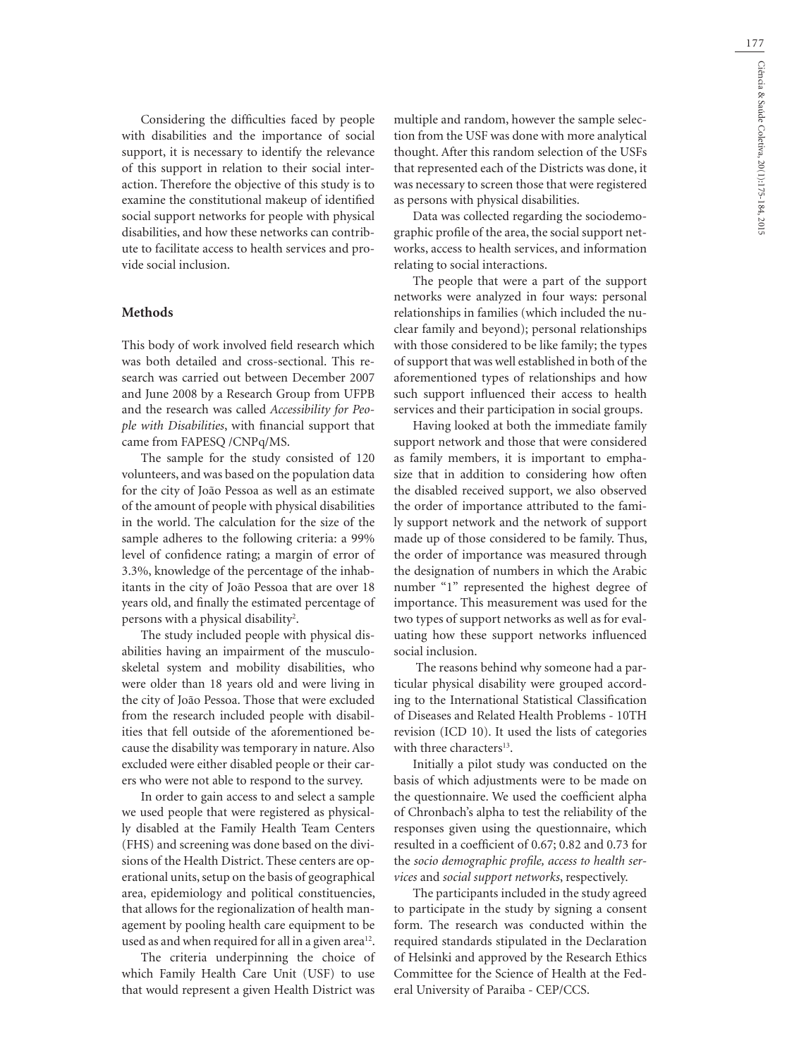Considering the difficulties faced by people with disabilities and the importance of social support, it is necessary to identify the relevance of this support in relation to their social interaction. Therefore the objective of this study is to examine the constitutional makeup of identified social support networks for people with physical disabilities, and how these networks can contribute to facilitate access to health services and provide social inclusion.

## Methods

This body of work involved field research which was both detailed and cross-sectional. This research was carried out between December 2007 and June 2008 by a Research Group from UFPB and the research was called *Accessibility for People with Disabilities*, with financial support that came from FAPESQ /CNPq/MS.

The sample for the study consisted of 120 volunteers, and was based on the population data for the city of João Pessoa as well as an estimate of the amount of people with physical disabilities in the world. The calculation for the size of the sample adheres to the following criteria: a 99% level of confidence rating; a margin of error of 3.3%, knowledge of the percentage of the inhabitants in the city of João Pessoa that are over 18 years old, and finally the estimated percentage of persons with a physical disability[2].

The study included people with physical disabilities having an impairment of the musculoskeletal system and mobility disabilities, who were older than 18 years old and were living in the city of João Pessoa. Those that were excluded from the research included people with disabilities that fell outside of the aforementioned because the disability was temporary in nature. Also excluded were either disabled people or their carers who were not able to respond to the survey.

In order to gain access to and select a sample we used people that were registered as physically disabled at the Family Health Team Centers (FHS) and screening was done based on the divisions of the Health District. These centers are operational units, setup on the basis of geographical area, epidemiology and political constituencies, that allows for the regionalization of health management by pooling health care equipment to be used as and when required for all in a given area[12].

The criteria underpinning the choice of which Family Health Care Unit (USF) to use that would represent a given Health District was multiple and random, however the sample selection from the USF was done with more analytical thought. After this random selection of the USFs that represented each of the Districts was done, it was necessary to screen those that were registered as persons with physical disabilities.

Data was collected regarding the sociodemographic profile of the area, the social support networks, access to health services, and information relating to social interactions.

The people that were a part of the support networks were analyzed in four ways: personal relationships in families (which included the nuclear family and beyond); personal relationships with those considered to be like family; the types of support that was well established in both of the aforementioned types of relationships and how such support influenced their access to health services and their participation in social groups.

Having looked at both the immediate family support network and those that were considered as family members, it is important to emphasize that in addition to considering how often the disabled received support, we also observed the order of importance attributed to the family support network and the network of support made up of those considered to be family. Thus, the order of importance was measured through the designation of numbers in which the Arabic number "1" represented the highest degree of importance. This measurement was used for the two types of support networks as well as for evaluating how these support networks influenced social inclusion.

The reasons behind why someone had a particular physical disability were grouped according to the International Statistical Classification of Diseases and Related Health Problems - 10TH revision (ICD 10). It used the lists of categories with three characters[13].

Initially a pilot study was conducted on the basis of which adjustments were to be made on the questionnaire. We used the coefficient alpha of Chronbach's alpha to test the reliability of the responses given using the questionnaire, which resulted in a coefficient of 0.67; 0.82 and 0.73 for the *socio demographic profile, access to health services* and *social support networks*, respectively.

The participants included in the study agreed to participate in the study by signing a consent form. The research was conducted within the required standards stipulated in the Declaration of Helsinki and approved by the Research Ethics Committee for the Science of Health at the Federal University of Paraiba - CEP/CCS.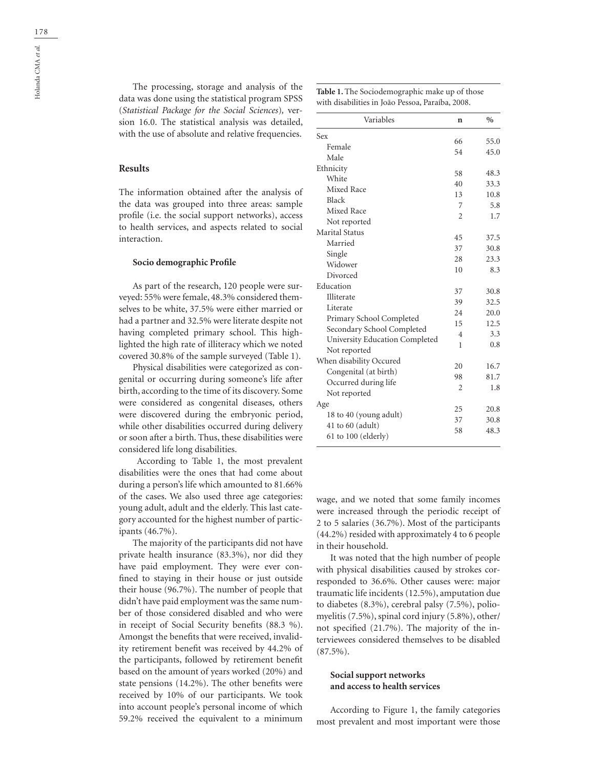The processing, storage and analysis of the data was done using the statistical program SPSS (*Statistical Package for the Social Sciences*), version 16.0. The statistical analysis was detailed, with the use of absolute and relative frequencies.

## Results

The information obtained after the analysis of the data was grouped into three areas: sample profile (i.e. the social support networks), access to health services, and aspects related to social interaction.

### Socio demographic Profile

As part of the research, 120 people were surveyed: 55% were female, 48.3% considered themselves to be white, 37.5% were either married or had a partner and 32.5% were literate despite not having completed primary school. This highlighted the high rate of illiteracy which we noted covered 30.8% of the sample surveyed (Table 1).

Physical disabilities were categorized as congenital or occurring during someone's life after birth, according to the time of its discovery. Some were considered as congenital diseases, others were discovered during the embryonic period, while other disabilities occurred during delivery or soon after a birth. Thus, these disabilities were considered life long disabilities.

According to Table 1, the most prevalent disabilities were the ones that had come about during a person's life which amounted to 81.66% of the cases. We also used three age categories: young adult, adult and the elderly. This last category accounted for the highest number of participants (46.7%).

The majority of the participants did not have private health insurance (83.3%), nor did they have paid employment. They were ever confined to staying in their house or just outside their house (96.7%). The number of people that didn't have paid employment was the same number of those considered disabled and who were in receipt of Social Security benefits (88.3 %). Amongst the benefits that were received, invalidity retirement benefit was received by 44.2% of the participants, followed by retirement benefit based on the amount of years worked (20%) and state pensions (14.2%). The other benefits were received by 10% of our participants. We took into account people's personal income of which 59.2% received the equivalent to a minimum wage, and we noted that some family incomes were increased through the periodic receipt of 2 to 5 salaries (36.7%). Most of the participants (44.2%) resided with approximately 4 to 6 people in their household.

It was noted that the high number of people with physical disabilities caused by strokes corresponded to 36.6%. Other causes were: major traumatic life incidents (12.5%), amputation due to diabetes (8.3%), cerebral palsy (7.5%), poliomyelitis (7.5%), spinal cord injury (5.8%), other/not specified (21.7%). The majority of the interviewees considered themselves to be disabled (87.5%).

**Table 1.** The Sociodemographic make up of those with disabilities in João Pessoa, Paraíba, 2008.

| Variables | n | % |
|---|---|---|
| Sex | | |
| Female | 66 | 55.0 |
| Male | 54 | 45.0 |
| Ethnicity | | |
| White | 58 | 48.3 |
| Mixed Race | 40 | 33.3 |
| Black | 13 | 10.8 |
| Mixed Race | 7 | 5.8 |
| Not reported | 2 | 1.7 |
| Marital Status | | |
| Married | 45 | 37.5 |
| Single | 37 | 30.8 |
| Widower | 28 | 23.3 |
| Divorced | 10 | 8.3 |
| Education | | |
| Illiterate | 37 | 30.8 |
| Literate | 39 | 32.5 |
| Primary School Completed | 24 | 20.0 |
| Secondary School Completed | 15 | 12.5 |
| University Education Completed | 4 | 3.3 |
| Not reported | 1 | 0.8 |
| When disability Occured | | |
| Congenital (at birth) | 20 | 16.7 |
| Occurred during life | 98 | 81.7 |
| Not reported | 2 | 1.8 |
| Age | | |
| 18 to 40 (young adult) | 25 | 20.8 |
| 41 to 60 (adult) | 37 | 30.8 |
| 61 to 100 (elderly) | 58 | 48.3 |

### Social support networks and access to health services

According to Figure 1, the family categories most prevalent and most important were those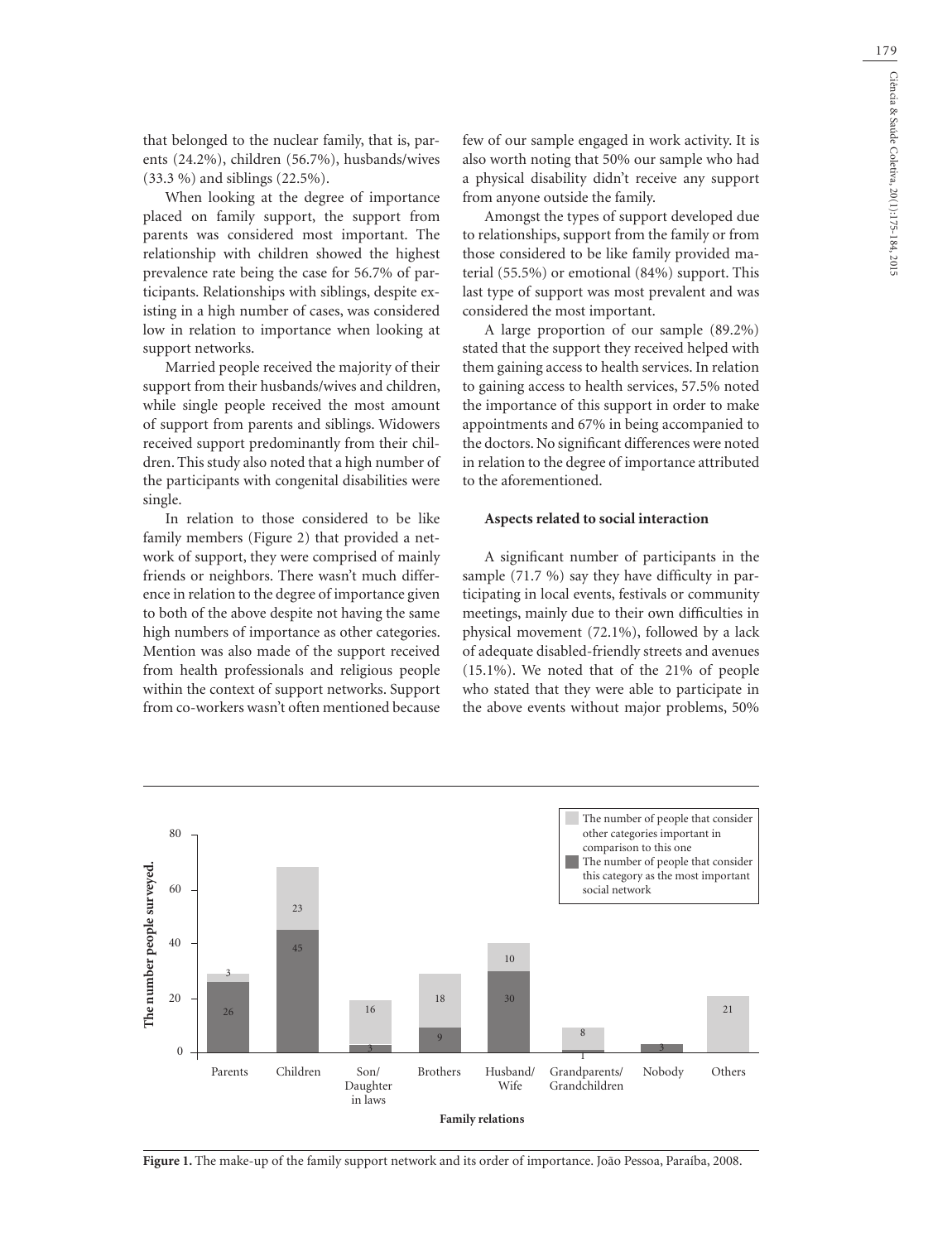that belonged to the nuclear family, that is, parents (24.2%), children (56.7%), husbands/wives (33.3 %) and siblings (22.5%).

When looking at the degree of importance placed on family support, the support from parents was considered most important. The relationship with children showed the highest prevalence rate being the case for 56.7% of participants. Relationships with siblings, despite existing in a high number of cases, was considered low in relation to importance when looking at support networks.

Married people received the majority of their support from their husbands/wives and children, while single people received the most amount of support from parents and siblings. Widowers received support predominantly from their children. This study also noted that a high number of the participants with congenital disabilities were single.

In relation to those considered to be like family members (Figure 2) that provided a network of support, they were comprised of mainly friends or neighbors. There wasn't much difference in relation to the degree of importance given to both of the above despite not having the same high numbers of importance as other categories. Mention was also made of the support received from health professionals and religious people within the context of support networks. Support from co-workers wasn't often mentioned because few of our sample engaged in work activity. It is also worth noting that 50% our sample who had a physical disability didn't receive any support from anyone outside the family.

Amongst the types of support developed due to relationships, support from the family or from those considered to be like family provided material (55.5%) or emotional (84%) support. This last type of support was most prevalent and was considered the most important.

A large proportion of our sample (89.2%) stated that the support they received helped with them gaining access to health services. In relation to gaining access to health services, 57.5% noted the importance of this support in order to make appointments and 67% in being accompanied to the doctors. No significant differences were noted in relation to the degree of importance attributed to the aforementioned.

**Aspects related to social interaction**

A significant number of participants in the sample (71.7 %) say they have difficulty in participating in local events, festivals or community meetings, mainly due to their own difficulties in physical movement (72.1%), followed by a lack of adequate disabled-friendly streets and avenues (15.1%). We noted that of the 21% of people who stated that they were able to participate in the above events without major problems, 50%

| Family relations | The number of people that consider this category as the most important social network | The number of people that consider other categories important in comparison to this one |
|---|---|---|
| Parents | 26 | 3 |
| Children | 45 | 23 |
| Son/Daughter in laws | 3 | 16 |
| Brothers | 9 | 18 |
| Husband/Wife | 30 | 10 |
| Grandparents/Grandchildren | 1 | 8 |
| Nobody | 3 | |
| Others | | 21 |

**Figure 1.** The make-up of the family support network and its order of importance. João Pessoa, Paraíba, 2008.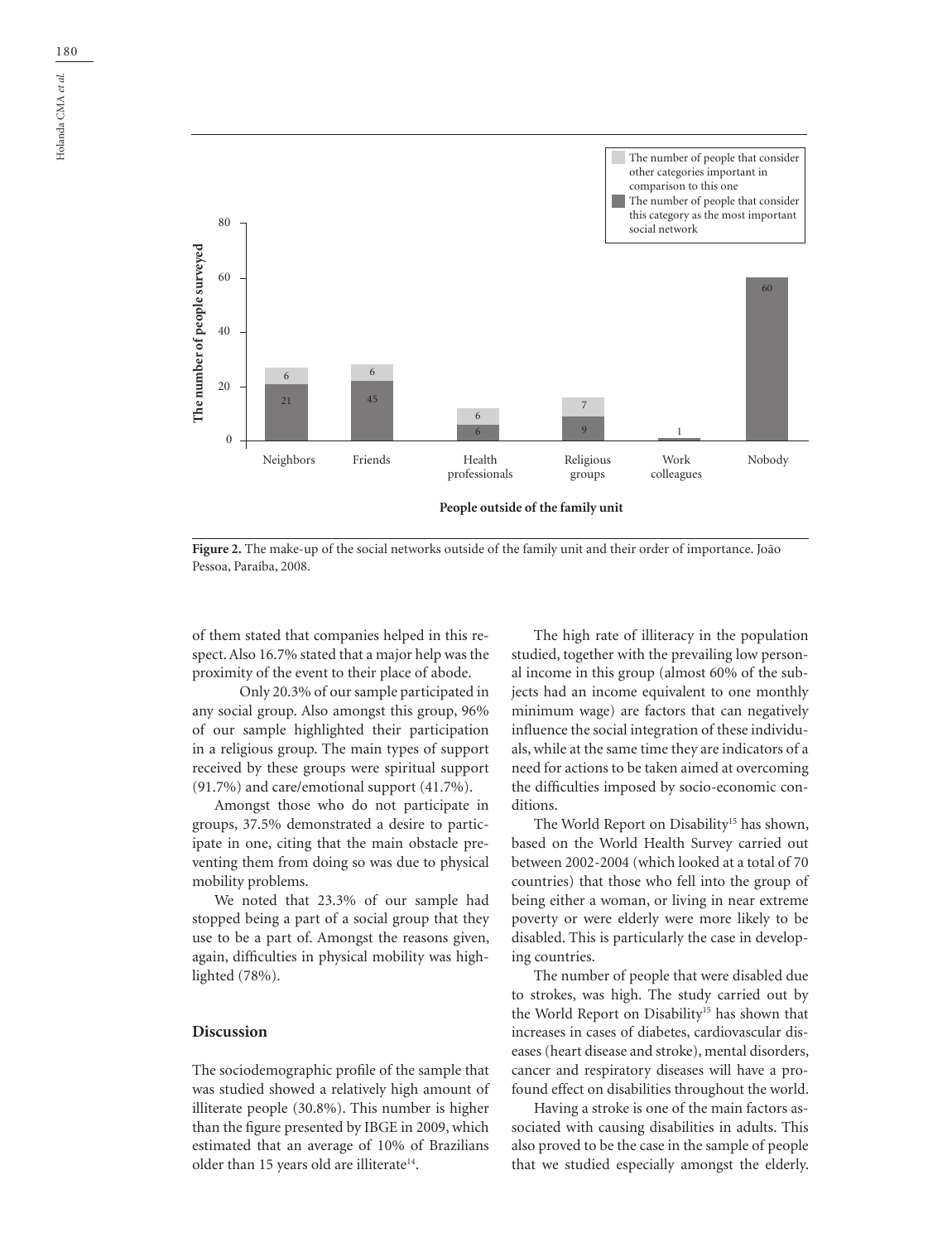**Figure 2.** The make-up of the social networks outside of the family unit and their order of importance. João Pessoa, Paraíba, 2008.

of them stated that companies helped in this respect. Also 16.7% stated that a major help was the proximity of the event to their place of abode.

Only 20.3% of our sample participated in any social group. Also amongst this group, 96% of our sample highlighted their participation in a religious group. The main types of support received by these groups were spiritual support (91.7%) and care/emotional support (41.7%).

Amongst those who do not participate in groups, 37.5% demonstrated a desire to participate in one, citing that the main obstacle preventing them from doing so was due to physical mobility problems.

We noted that 23.3% of our sample had stopped being a part of a social group that they use to be a part of. Amongst the reasons given, again, difficulties in physical mobility was highlighted (78%).

## Discussion

The sociodemographic profile of the sample that was studied showed a relatively high amount of illiterate people (30.8%). This number is higher than the figure presented by IBGE in 2009, which estimated that an average of 10% of Brazilians older than 15 years old are illiterate[14].

The high rate of illiteracy in the population studied, together with the prevailing low personal income in this group (almost 60% of the subjects had an income equivalent to one monthly minimum wage) are factors that can negatively influence the social integration of these individuals, while at the same time they are indicators of a need for actions to be taken aimed at overcoming the difficulties imposed by socio-economic conditions.

The World Report on Disability[15] has shown, based on the World Health Survey carried out between 2002-2004 (which looked at a total of 70 countries) that those who fell into the group of being either a woman, or living in near extreme poverty or were elderly were more likely to be disabled. This is particularly the case in developing countries.

The number of people that were disabled due to strokes, was high. The study carried out by the World Report on Disability[15] has shown that increases in cases of diabetes, cardiovascular diseases (heart disease and stroke), mental disorders, cancer and respiratory diseases will have a profound effect on disabilities throughout the world.

Having a stroke is one of the main factors associated with causing disabilities in adults. This also proved to be the case in the sample of people that we studied especially amongst the elderly.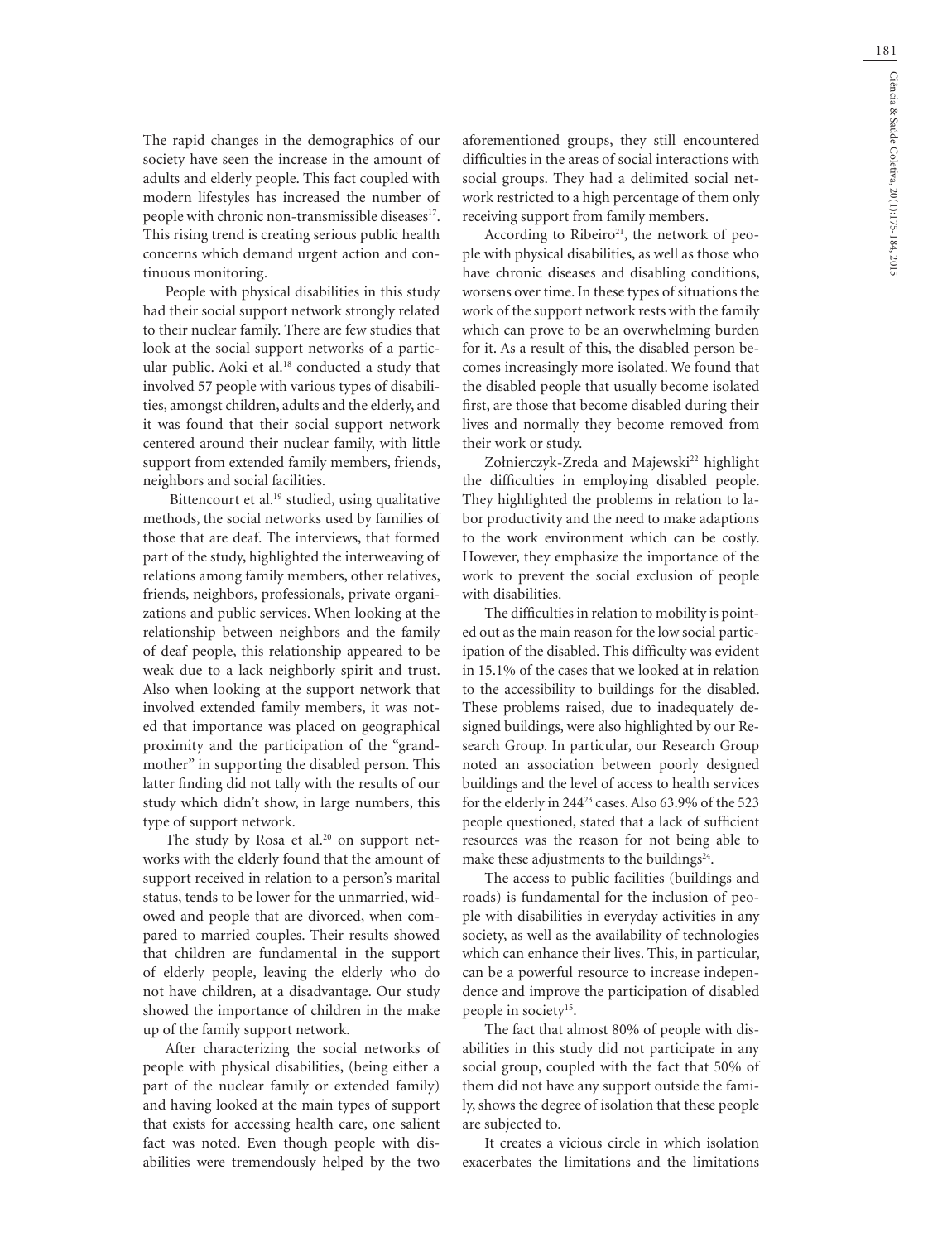The rapid changes in the demographics of our society have seen the increase in the amount of adults and elderly people. This fact coupled with modern lifestyles has increased the number of people with chronic non-transmissible diseases[17]. This rising trend is creating serious public health concerns which demand urgent action and continuous monitoring.

People with physical disabilities in this study had their social support network strongly related to their nuclear family. There are few studies that look at the social support networks of a particular public. Aoki et al.[18] conducted a study that involved 57 people with various types of disabilities, amongst children, adults and the elderly, and it was found that their social support network centered around their nuclear family, with little support from extended family members, friends, neighbors and social facilities.

Bittencourt et al.[19] studied, using qualitative methods, the social networks used by families of those that are deaf. The interviews, that formed part of the study, highlighted the interweaving of relations among family members, other relatives, friends, neighbors, professionals, private organizations and public services. When looking at the relationship between neighbors and the family of deaf people, this relationship appeared to be weak due to a lack neighborly spirit and trust. Also when looking at the support network that involved extended family members, it was noted that importance was placed on geographical proximity and the participation of the "grandmother" in supporting the disabled person. This latter finding did not tally with the results of our study which didn't show, in large numbers, this type of support network.

The study by Rosa et al.[20] on support networks with the elderly found that the amount of support received in relation to a person's marital status, tends to be lower for the unmarried, widowed and people that are divorced, when compared to married couples. Their results showed that children are fundamental in the support of elderly people, leaving the elderly who do not have children, at a disadvantage. Our study showed the importance of children in the make up of the family support network.

After characterizing the social networks of people with physical disabilities, (being either a part of the nuclear family or extended family) and having looked at the main types of support that exists for accessing health care, one salient fact was noted. Even though people with disabilities were tremendously helped by the two aforementioned groups, they still encountered difficulties in the areas of social interactions with social groups. They had a delimited social network restricted to a high percentage of them only receiving support from family members.

According to Ribeiro[21], the network of people with physical disabilities, as well as those who have chronic diseases and disabling conditions, worsens over time. In these types of situations the work of the support network rests with the family which can prove to be an overwhelming burden for it. As a result of this, the disabled person becomes increasingly more isolated. We found that the disabled people that usually become isolated first, are those that become disabled during their lives and normally they become removed from their work or study.

Zołnierczyk-Zreda and Majewski[22] highlight the difficulties in employing disabled people. They highlighted the problems in relation to labor productivity and the need to make adaptions to the work environment which can be costly. However, they emphasize the importance of the work to prevent the social exclusion of people with disabilities.

The difficulties in relation to mobility is pointed out as the main reason for the low social participation of the disabled. This difficulty was evident in 15.1% of the cases that we looked at in relation to the accessibility to buildings for the disabled. These problems raised, due to inadequately designed buildings, were also highlighted by our Research Group. In particular, our Research Group noted an association between poorly designed buildings and the level of access to health services for the elderly in 244[23] cases. Also 63.9% of the 523 people questioned, stated that a lack of sufficient resources was the reason for not being able to make these adjustments to the buildings[24].

The access to public facilities (buildings and roads) is fundamental for the inclusion of people with disabilities in everyday activities in any society, as well as the availability of technologies which can enhance their lives. This, in particular, can be a powerful resource to increase independence and improve the participation of disabled people in society[15].

The fact that almost 80% of people with disabilities in this study did not participate in any social group, coupled with the fact that 50% of them did not have any support outside the family, shows the degree of isolation that these people are subjected to.

It creates a vicious circle in which isolation exacerbates the limitations and the limitations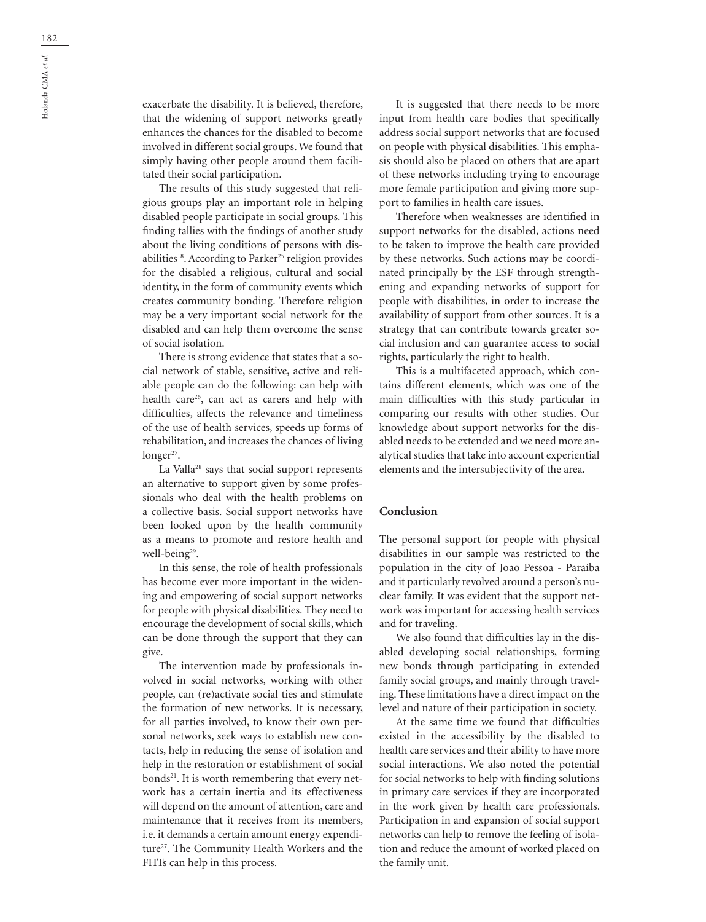exacerbate the disability. It is believed, therefore, that the widening of support networks greatly enhances the chances for the disabled to become involved in different social groups. We found that simply having other people around them facilitated their social participation.

The results of this study suggested that religious groups play an important role in helping disabled people participate in social groups. This finding tallies with the findings of another study about the living conditions of persons with disabilities[18]. According to Parker[25] religion provides for the disabled a religious, cultural and social identity, in the form of community events which creates community bonding. Therefore religion may be a very important social network for the disabled and can help them overcome the sense of social isolation.

There is strong evidence that states that a social network of stable, sensitive, active and reliable people can do the following: can help with health care[26], can act as carers and help with difficulties, affects the relevance and timeliness of the use of health services, speeds up forms of rehabilitation, and increases the chances of living longer[27].

La Valla[28] says that social support represents an alternative to support given by some professionals who deal with the health problems on a collective basis. Social support networks have been looked upon by the health community as a means to promote and restore health and well-being[29].

In this sense, the role of health professionals has become ever more important in the widening and empowering of social support networks for people with physical disabilities. They need to encourage the development of social skills, which can be done through the support that they can give.

The intervention made by professionals involved in social networks, working with other people, can (re)activate social ties and stimulate the formation of new networks. It is necessary, for all parties involved, to know their own personal networks, seek ways to establish new contacts, help in reducing the sense of isolation and help in the restoration or establishment of social bonds[21]. It is worth remembering that every network has a certain inertia and its effectiveness will depend on the amount of attention, care and maintenance that it receives from its members, i.e. it demands a certain amount energy expenditure[27]. The Community Health Workers and the FHTs can help in this process.

It is suggested that there needs to be more input from health care bodies that specifically address social support networks that are focused on people with physical disabilities. This emphasis should also be placed on others that are apart of these networks including trying to encourage more female participation and giving more support to families in health care issues.

Therefore when weaknesses are identified in support networks for the disabled, actions need to be taken to improve the health care provided by these networks. Such actions may be coordinated principally by the ESF through strengthening and expanding networks of support for people with disabilities, in order to increase the availability of support from other sources. It is a strategy that can contribute towards greater social inclusion and can guarantee access to social rights, particularly the right to health.

This is a multifaceted approach, which contains different elements, which was one of the main difficulties with this study particular in comparing our results with other studies. Our knowledge about support networks for the disabled needs to be extended and we need more analytical studies that take into account experiential elements and the intersubjectivity of the area.

## Conclusion

The personal support for people with physical disabilities in our sample was restricted to the population in the city of Joao Pessoa - Paraíba and it particularly revolved around a person's nuclear family. It was evident that the support network was important for accessing health services and for traveling.

We also found that difficulties lay in the disabled developing social relationships, forming new bonds through participating in extended family social groups, and mainly through traveling. These limitations have a direct impact on the level and nature of their participation in society.

At the same time we found that difficulties existed in the accessibility by the disabled to health care services and their ability to have more social interactions. We also noted the potential for social networks to help with finding solutions in primary care services if they are incorporated in the work given by health care professionals. Participation in and expansion of social support networks can help to remove the feeling of isolation and reduce the amount of worked placed on the family unit.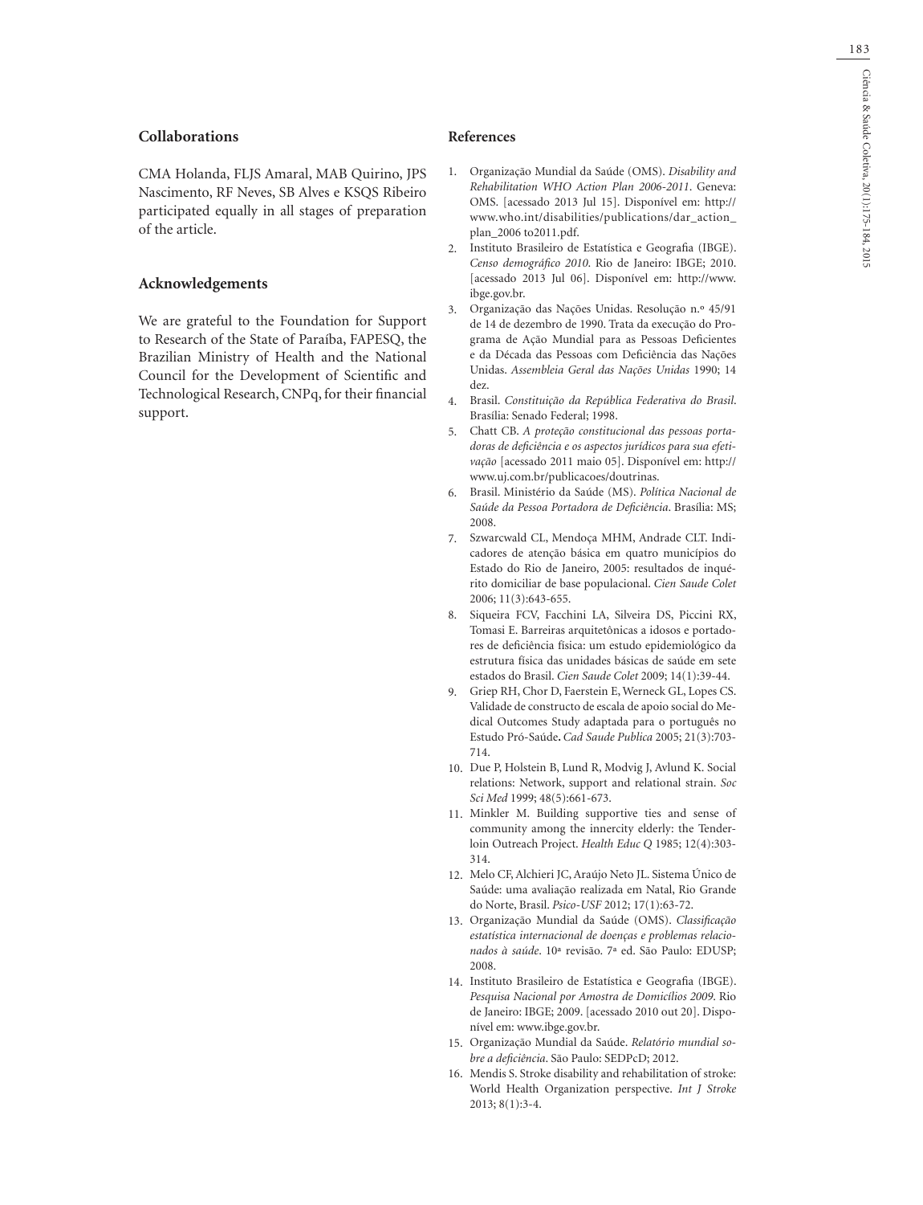## Collaborations

CMA Holanda, FLJS Amaral, MAB Quirino, JPS Nascimento, RF Neves, SB Alves e KSQS Ribeiro participated equally in all stages of preparation of the article.

## Acknowledgements

We are grateful to the Foundation for Support to Research of the State of Paraíba, FAPESQ, the Brazilian Ministry of Health and the National Council for the Development of Scientific and Technological Research, CNPq, for their financial support.

## References

1. Organização Mundial da Saúde (OMS). *Disability and Rehabilitation WHO Action Plan 2006-2011*. Geneva: OMS. [acessado 2013 Jul 15]. Disponível em: http://www.who.int/disabilities/publications/dar_action_plan_2006 to2011.pdf.
2. Instituto Brasileiro de Estatística e Geografia (IBGE). *Censo demográfico 2010*. Rio de Janeiro: IBGE; 2010. [acessado 2013 Jul 06]. Disponível em: http://www.ibge.gov.br.
3. Organização das Nações Unidas. Resolução n.º 45/91 de 14 de dezembro de 1990. Trata da execução do Programa de Ação Mundial para as Pessoas Deficientes e da Década das Pessoas com Deficiência das Nações Unidas. *Assembleia Geral das Nações Unidas* 1990; 14 dez.
4. Brasil. *Constituição da República Federativa do Brasil*. Brasília: Senado Federal; 1998.
5. Chatt CB. *A proteção constitucional das pessoas portadoras de deficiência e os aspectos jurídicos para sua efetivação* [acessado 2011 maio 05]. Disponível em: http://www.uj.com.br/publicacoes/doutrinas.
6. Brasil. Ministério da Saúde (MS). *Política Nacional de Saúde da Pessoa Portadora de Deficiência*. Brasília: MS; 2008.
7. Szwarcwald CL, Mendoça MHM, Andrade CLT. Indicadores de atenção básica em quatro municípios do Estado do Rio de Janeiro, 2005: resultados de inquérito domiciliar de base populacional. *Cien Saude Colet* 2006; 11(3):643-655.
8. Siqueira FCV, Facchini LA, Silveira DS, Piccini RX, Tomasi E. Barreiras arquitetônicas a idosos e portadores de deficiência física: um estudo epidemiológico da estrutura física das unidades básicas de saúde em sete estados do Brasil. *Cien Saude Colet* 2009; 14(1):39-44.
9. Griep RH, Chor D, Faerstein E, Werneck GL, Lopes CS. Validade de constructo de escala de apoio social do Medical Outcomes Study adaptada para o português no Estudo Pró-Saúde**.** *Cad Saude Publica* 2005; 21(3):703-714.
10. Due P, Holstein B, Lund R, Modvig J, Avlund K. Social relations: Network, support and relational strain. *Soc Sci Med* 1999; 48(5):661-673.
11. Minkler M. Building supportive ties and sense of community among the innercity elderly: the Tenderloin Outreach Project. *Health Educ Q* 1985; 12(4):303-314.
12. Melo CF, Alchieri JC, Araújo Neto JL. Sistema Único de Saúde: uma avaliação realizada em Natal, Rio Grande do Norte, Brasil. *Psico-USF* 2012; 17(1):63-72.
13. Organização Mundial da Saúde (OMS). *Classificação estatística internacional de doenças e problemas relacionados à saúde*. 10ª revisão. 7ª ed. São Paulo: EDUSP; 2008.
14. Instituto Brasileiro de Estatística e Geografia (IBGE). *Pesquisa Nacional por Amostra de Domicílios 2009*. Rio de Janeiro: IBGE; 2009. [acessado 2010 out 20]. Disponível em: www.ibge.gov.br.
15. Organização Mundial da Saúde. *Relatório mundial sobre a deficiência*. São Paulo: SEDPcD; 2012.
16. Mendis S. Stroke disability and rehabilitation of stroke: World Health Organization perspective. *Int J Stroke* 2013; 8(1):3-4.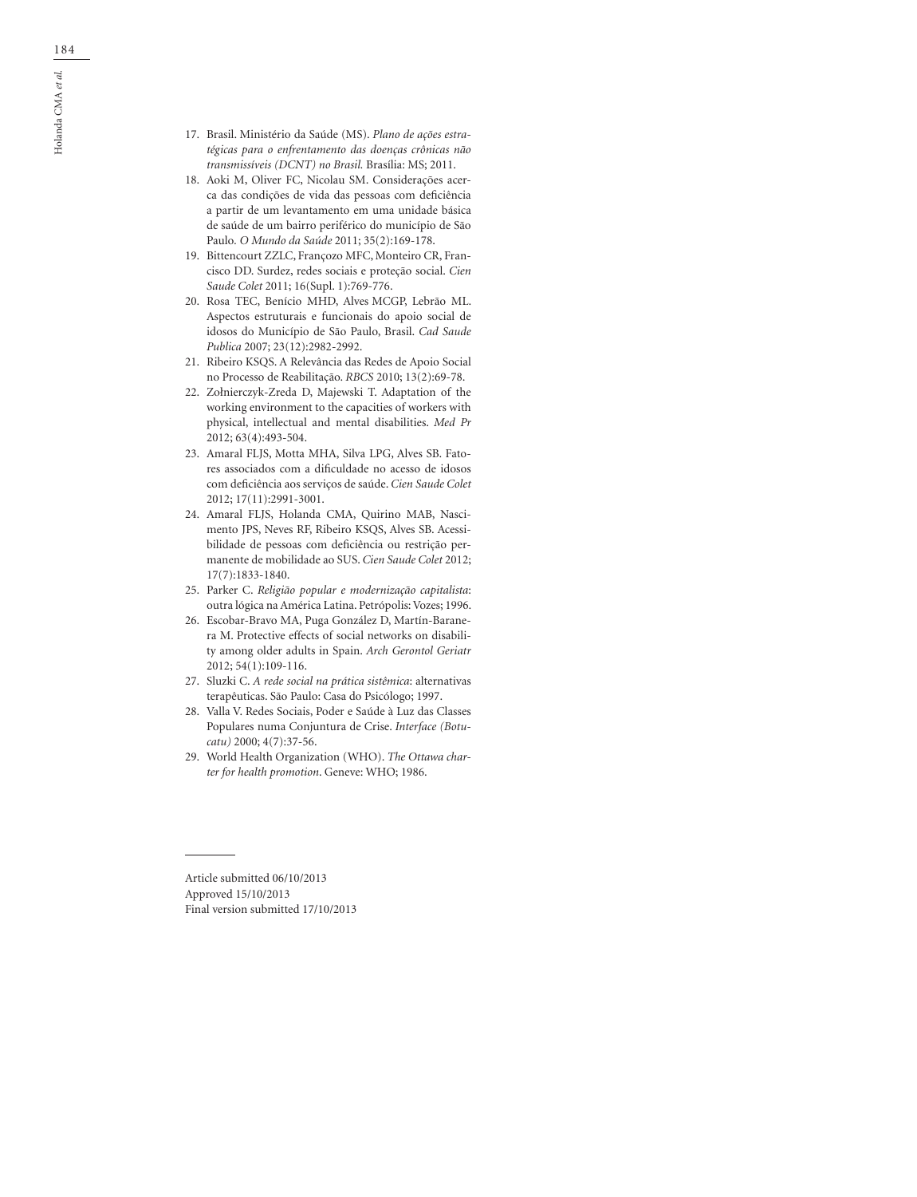17. Brasil. Ministério da Saúde (MS). *Plano de ações estratégicas para o enfrentamento das doenças crônicas não transmissíveis (DCNT) no Brasil.* Brasília: MS; 2011.
18. Aoki M, Oliver FC, Nicolau SM. Considerações acerca das condições de vida das pessoas com deficiência a partir de um levantamento em uma unidade básica de saúde de um bairro periférico do município de São Paulo. *O Mundo da Saúde* 2011; 35(2):169-178.
19. Bittencourt ZZLC, Françozo MFC, Monteiro CR, Francisco DD. Surdez, redes sociais e proteção social. *Cien Saude Colet* 2011; 16(Supl. 1):769-776.
20. Rosa TEC, Benício MHD, Alves MCGP, Lebrão ML. Aspectos estruturais e funcionais do apoio social de idosos do Município de São Paulo, Brasil. *Cad Saude Publica* 2007; 23(12):2982-2992.
21. Ribeiro KSQS. A Relevância das Redes de Apoio Social no Processo de Reabilitação. *RBCS* 2010; 13(2):69-78.
22. Zołnierczyk-Zreda D, Majewski T. Adaptation of the working environment to the capacities of workers with physical, intellectual and mental disabilities. *Med Pr* 2012; 63(4):493-504.
23. Amaral FLJS, Motta MHA, Silva LPG, Alves SB. Fatores associados com a dificuldade no acesso de idosos com deficiência aos serviços de saúde. *Cien Saude Colet* 2012; 17(11):2991-3001.
24. Amaral FLJS, Holanda CMA, Quirino MAB, Nascimento JPS, Neves RF, Ribeiro KSQS, Alves SB. Acessibilidade de pessoas com deficiência ou restrição permanente de mobilidade ao SUS. *Cien Saude Colet* 2012; 17(7):1833-1840.
25. Parker C. *Religião popular e modernização capitalista*: outra lógica na América Latina. Petrópolis: Vozes; 1996.
26. Escobar-Bravo MA, Puga González D, Martín-Baranera M. Protective effects of social networks on disability among older adults in Spain. *Arch Gerontol Geriatr* 2012; 54(1):109-116.
27. Sluzki C. *A rede social na prática sistêmica*: alternativas terapêuticas. São Paulo: Casa do Psicólogo; 1997.
28. Valla V. Redes Sociais, Poder e Saúde à Luz das Classes Populares numa Conjuntura de Crise. *Interface (Botucatu)* 2000; 4(7):37-56.
29. World Health Organization (WHO). *The Ottawa charter for health promotion*. Geneve: WHO; 1986.

---

Article submitted 06/10/2013
Approved 15/10/2013
Final version submitted 17/10/2013